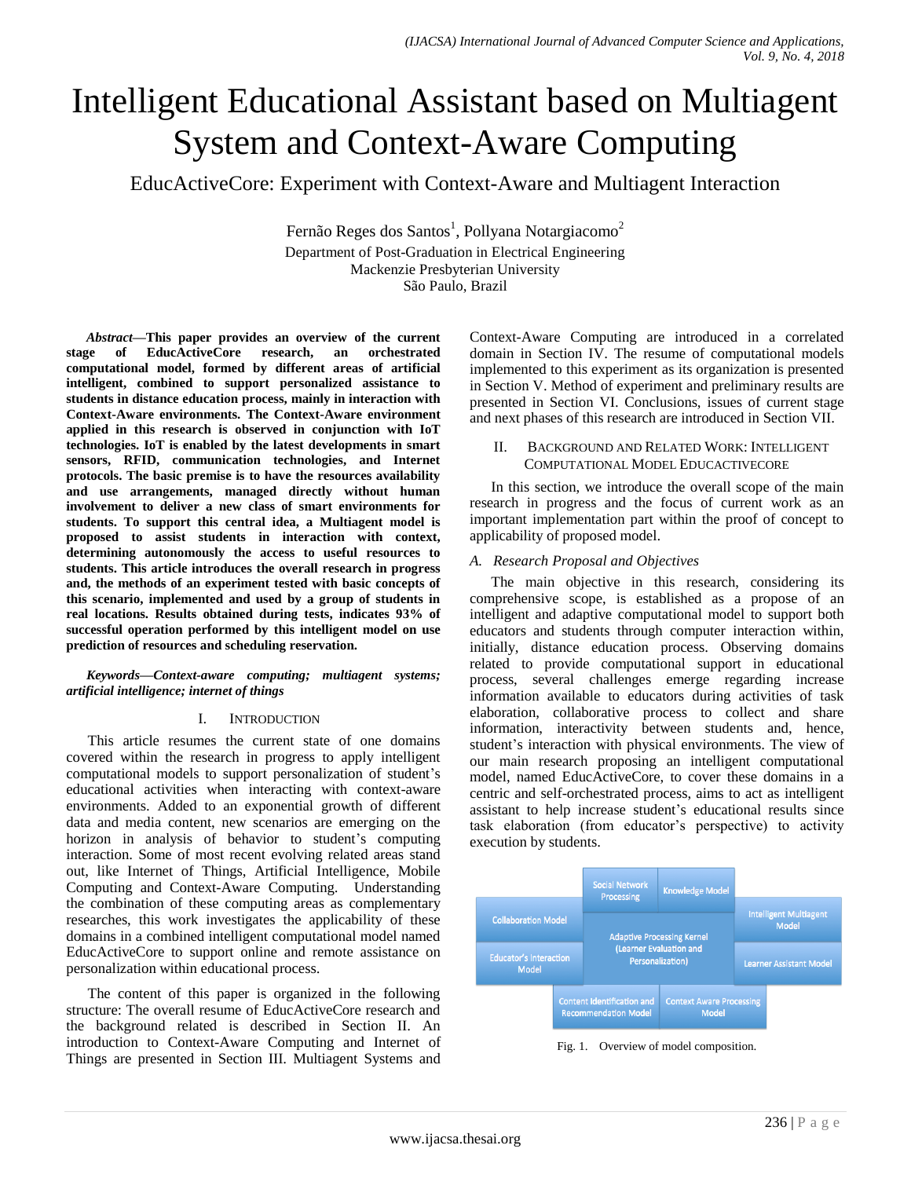# Intelligent Educational Assistant based on Multiagent System and Context-Aware Computing

## EducActiveCore: Experiment with Context-Aware and Multiagent Interaction

Fernão Reges dos Santos[1], Pollyana Notargiacomo[2]

Department of Post-Graduation in Electrical Engineering
Mackenzie Presbyterian University
São Paulo, Brazil

***Abstract*—This paper provides an overview of the current stage of EducActiveCore research, an orchestrated computational model, formed by different areas of artificial intelligent, combined to support personalized assistance to students in distance education process, mainly in interaction with Context-Aware environments. The Context-Aware environment applied in this research is observed in conjunction with IoT technologies. IoT is enabled by the latest developments in smart sensors, RFID, communication technologies, and Internet protocols. The basic premise is to have the resources availability and use arrangements, managed directly without human involvement to deliver a new class of smart environments for students. To support this central idea, a Multiagent model is proposed to assist students in interaction with context, determining autonomously the access to useful resources to students. This article introduces the overall research in progress and, the methods of an experiment tested with basic concepts of this scenario, implemented and used by a group of students in real locations. Results obtained during tests, indicates 93% of successful operation performed by this intelligent model on use prediction of resources and scheduling reservation.**

***Keywords*—*Context-aware computing; multiagent systems; artificial intelligence; internet of things***

## I. Introduction

This article resumes the current state of one domains covered within the research in progress to apply intelligent computational models to support personalization of student's educational activities when interacting with context-aware environments. Added to an exponential growth of different data and media content, new scenarios are emerging on the horizon in analysis of behavior to student's computing interaction. Some of most recent evolving related areas stand out, like Internet of Things, Artificial Intelligence, Mobile Computing and Context-Aware Computing. Understanding the combination of these computing areas as complementary researches, this work investigates the applicability of these domains in a combined intelligent computational model named EducActiveCore to support online and remote assistance on personalization within educational process.

The content of this paper is organized in the following structure: The overall resume of EducActiveCore research and the background related is described in Section II. An introduction to Context-Aware Computing and Internet of Things are presented in Section III. Multiagent Systems and Context-Aware Computing are introduced in a correlated domain in Section IV. The resume of computational models implemented to this experiment as its organization is presented in Section V. Method of experiment and preliminary results are presented in Section VI. Conclusions, issues of current stage and next phases of this research are introduced in Section VII.

## II. Background and Related Work: Intelligent Computational Model EducActiveCore

In this section, we introduce the overall scope of the main research in progress and the focus of current work as an important implementation part within the proof of concept to applicability of proposed model.

### *A. Research Proposal and Objectives*

The main objective in this research, considering its comprehensive scope, is established as a propose of an intelligent and adaptive computational model to support both educators and students through computer interaction within, initially, distance education process. Observing domains related to provide computational support in educational process, several challenges emerge regarding increase information available to educators during activities of task elaboration, collaborative process to collect and share information, interactivity between students and, hence, student's interaction with physical environments. The view of our main research proposing an intelligent computational model, named EducActiveCore, to cover these domains in a centric and self-orchestrated process, aims to act as intelligent assistant to help increase student's educational results since task elaboration (from educator's perspective) to activity execution by students.

| | Social Network Processing | Knowledge Model | |
|---|---|---|---|
| Collaboration Model | Adaptive Processing Kernel (Learner Evaluation and Personalization) | | Intelligent Multiagent Model |
| Educator's Interaction Model | | | Learner Assistant Model |
| | Content Identification and Recommendation Model | Context Aware Processing Model | |

Fig. 1. Overview of model composition.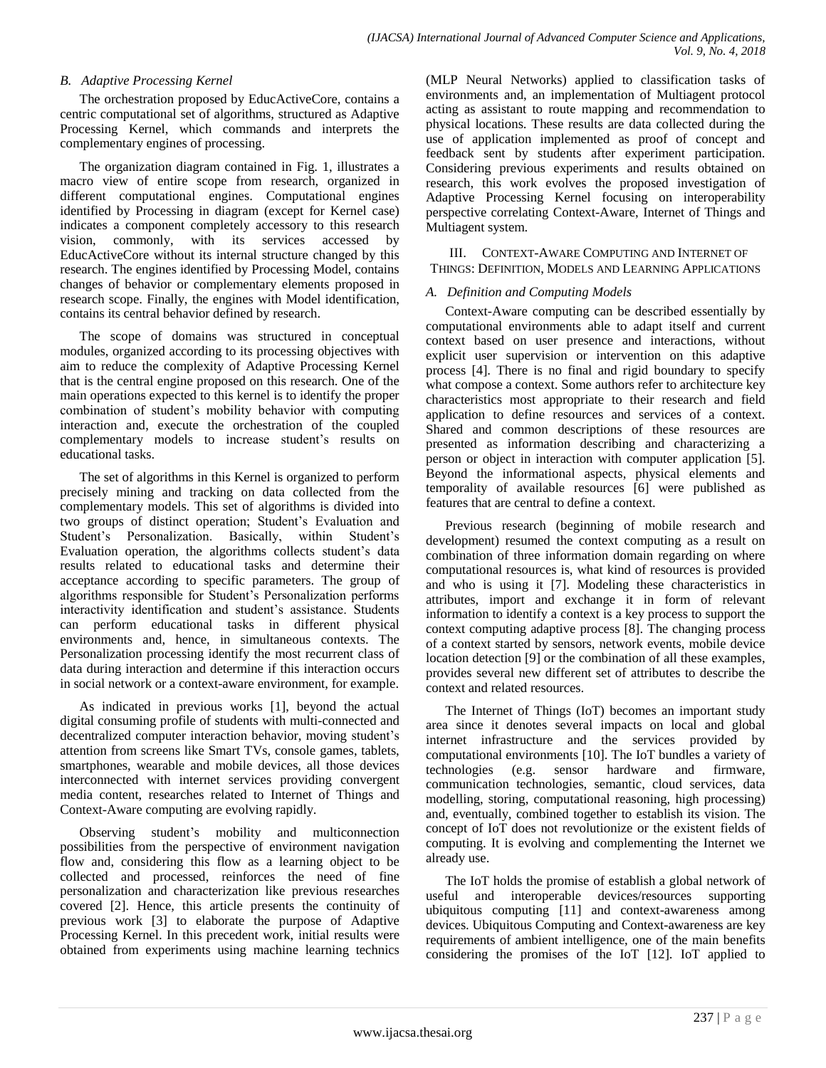### B. Adaptive Processing Kernel

The orchestration proposed by EducActiveCore, contains a centric computational set of algorithms, structured as Adaptive Processing Kernel, which commands and interprets the complementary engines of processing.

The organization diagram contained in Fig. 1, illustrates a macro view of entire scope from research, organized in different computational engines. Computational engines identified by Processing in diagram (except for Kernel case) indicates a component completely accessory to this research vision, commonly, with its services accessed by EducActiveCore without its internal structure changed by this research. The engines identified by Processing Model, contains changes of behavior or complementary elements proposed in research scope. Finally, the engines with Model identification, contains its central behavior defined by research.

The scope of domains was structured in conceptual modules, organized according to its processing objectives with aim to reduce the complexity of Adaptive Processing Kernel that is the central engine proposed on this research. One of the main operations expected to this kernel is to identify the proper combination of student's mobility behavior with computing interaction and, execute the orchestration of the coupled complementary models to increase student's results on educational tasks.

The set of algorithms in this Kernel is organized to perform precisely mining and tracking on data collected from the complementary models. This set of algorithms is divided into two groups of distinct operation; Student's Evaluation and Student's Personalization. Basically, within Student's Evaluation operation, the algorithms collects student's data results related to educational tasks and determine their acceptance according to specific parameters. The group of algorithms responsible for Student's Personalization performs interactivity identification and student's assistance. Students can perform educational tasks in different physical environments and, hence, in simultaneous contexts. The Personalization processing identify the most recurrent class of data during interaction and determine if this interaction occurs in social network or a context-aware environment, for example.

As indicated in previous works [1], beyond the actual digital consuming profile of students with multi-connected and decentralized computer interaction behavior, moving student's attention from screens like Smart TVs, console games, tablets, smartphones, wearable and mobile devices, all those devices interconnected with internet services providing convergent media content, researches related to Internet of Things and Context-Aware computing are evolving rapidly.

Observing student's mobility and multiconnection possibilities from the perspective of environment navigation flow and, considering this flow as a learning object to be collected and processed, reinforces the need of fine personalization and characterization like previous researches covered [2]. Hence, this article presents the continuity of previous work [3] to elaborate the purpose of Adaptive Processing Kernel. In this precedent work, initial results were obtained from experiments using machine learning technics (MLP Neural Networks) applied to classification tasks of environments and, an implementation of Multiagent protocol acting as assistant to route mapping and recommendation to physical locations. These results are data collected during the use of application implemented as proof of concept and feedback sent by students after experiment participation. Considering previous experiments and results obtained on research, this work evolves the proposed investigation of Adaptive Processing Kernel focusing on interoperability perspective correlating Context-Aware, Internet of Things and Multiagent system.

## III. Context-Aware Computing and Internet of Things: Definition, Models and Learning Applications

### A. Definition and Computing Models

Context-Aware computing can be described essentially by computational environments able to adapt itself and current context based on user presence and interactions, without explicit user supervision or intervention on this adaptive process [4]. There is no final and rigid boundary to specify what compose a context. Some authors refer to architecture key characteristics most appropriate to their research and field application to define resources and services of a context. Shared and common descriptions of these resources are presented as information describing and characterizing a person or object in interaction with computer application [5]. Beyond the informational aspects, physical elements and temporality of available resources [6] were published as features that are central to define a context.

Previous research (beginning of mobile research and development) resumed the context computing as a result on combination of three information domain regarding on where computational resources is, what kind of resources is provided and who is using it [7]. Modeling these characteristics in attributes, import and exchange it in form of relevant information to identify a context is a key process to support the context computing adaptive process [8]. The changing process of a context started by sensors, network events, mobile device location detection [9] or the combination of all these examples, provides several new different set of attributes to describe the context and related resources.

The Internet of Things (IoT) becomes an important study area since it denotes several impacts on local and global internet infrastructure and the services provided by computational environments [10]. The IoT bundles a variety of technologies (e.g. sensor hardware and firmware, communication technologies, semantic, cloud services, data modelling, storing, computational reasoning, high processing) and, eventually, combined together to establish its vision. The concept of IoT does not revolutionize or the existent fields of computing. It is evolving and complementing the Internet we already use.

The IoT holds the promise of establish a global network of useful and interoperable devices/resources supporting ubiquitous computing [11] and context-awareness among devices. Ubiquitous Computing and Context-awareness are key requirements of ambient intelligence, one of the main benefits considering the promises of the IoT [12]. IoT applied to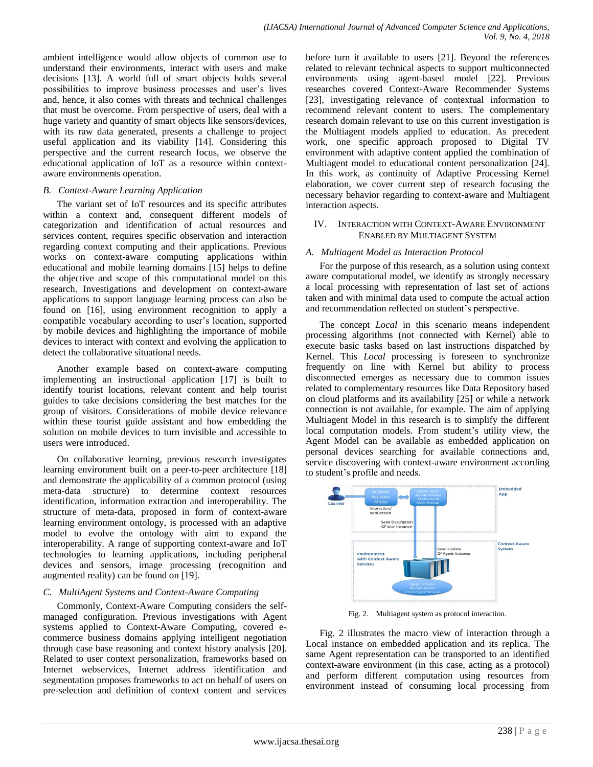ambient intelligence would allow objects of common use to understand their environments, interact with users and make decisions [13]. A world full of smart objects holds several possibilities to improve business processes and user's lives and, hence, it also comes with threats and technical challenges that must be overcome. From perspective of users, deal with a huge variety and quantity of smart objects like sensors/devices, with its raw data generated, presents a challenge to project useful application and its viability [14]. Considering this perspective and the current research focus, we observe the educational application of IoT as a resource within context-aware environments operation.

### *B. Context-Aware Learning Application*

The variant set of IoT resources and its specific attributes within a context and, consequent different models of categorization and identification of actual resources and services content, requires specific observation and interaction regarding context computing and their applications. Previous works on context-aware computing applications within educational and mobile learning domains [15] helps to define the objective and scope of this computational model on this research. Investigations and development on context-aware applications to support language learning process can also be found on [16], using environment recognition to apply a compatible vocabulary according to user's location, supported by mobile devices and highlighting the importance of mobile devices to interact with context and evolving the application to detect the collaborative situational needs.

Another example based on context-aware computing implementing an instructional application [17] is built to identify tourist locations, relevant content and help tourist guides to take decisions considering the best matches for the group of visitors. Considerations of mobile device relevance within these tourist guide assistant and how embedding the solution on mobile devices to turn invisible and accessible to users were introduced.

On collaborative learning, previous research investigates learning environment built on a peer-to-peer architecture [18] and demonstrate the applicability of a common protocol (using meta-data structure) to determine context resources identification, information extraction and interoperability. The structure of meta-data, proposed in form of context-aware learning environment ontology, is processed with an adaptive model to evolve the ontology with aim to expand the interoperability. A range of supporting context-aware and IoT technologies to learning applications, including peripheral devices and sensors, image processing (recognition and augmented reality) can be found on [19].

### *C. MultiAgent Systems and Context-Aware Computing*

Commonly, Context-Aware Computing considers the self-managed configuration. Previous investigations with Agent systems applied to Context-Aware Computing, covered e-commerce business domains applying intelligent negotiation through case base reasoning and context history analysis [20]. Related to user context personalization, frameworks based on Internet webservices, Internet address identification and segmentation proposes frameworks to act on behalf of users on pre-selection and definition of context content and services before turn it available to users [21]. Beyond the references related to relevant technical aspects to support multiconnected environments using agent-based model [22]. Previous researches covered Context-Aware Recommender Systems [23], investigating relevance of contextual information to recommend relevant content to users. The complementary research domain relevant to use on this current investigation is the Multiagent models applied to education. As precedent work, one specific approach proposed to Digital TV environment with adaptive content applied the combination of Multiagent model to educational content personalization [24]. In this work, as continuity of Adaptive Processing Kernel elaboration, we cover current step of research focusing the necessary behavior regarding to context-aware and Multiagent interaction aspects.

## IV. Interaction with Context-Aware Environment Enabled by Multiagent System

### *A. Multiagent Model as Interaction Protocol*

For the purpose of this research, as a solution using context aware computational model, we identify as strongly necessary a local processing with representation of last set of actions taken and with minimal data used to compute the actual action and recommendation reflected on student's perspective.

The concept *Local* in this scenario means independent processing algorithms (not connected with Kernel) able to execute basic tasks based on last instructions dispatched by Kernel. This *Local* processing is foreseen to synchronize frequently on line with Kernel but ability to process disconnected emerges as necessary due to common issues related to complementary resources like Data Repository based on cloud platforms and its availability [25] or while a network connection is not available, for example. The aim of applying Multiagent Model in this research is to simplify the different local computation models. From student's utility view, the Agent Model can be available as embedded application on personal devices searching for available connections and, service discovering with context-aware environment according to student's profile and needs.

Fig. 2. Multiagent system as protocol interaction.

Fig. 2 illustrates the macro view of interaction through a Local instance on embedded application and its replica. The same Agent representation can be transported to an identified context-aware environment (in this case, acting as a protocol) and perform different computation using resources from environment instead of consuming local processing from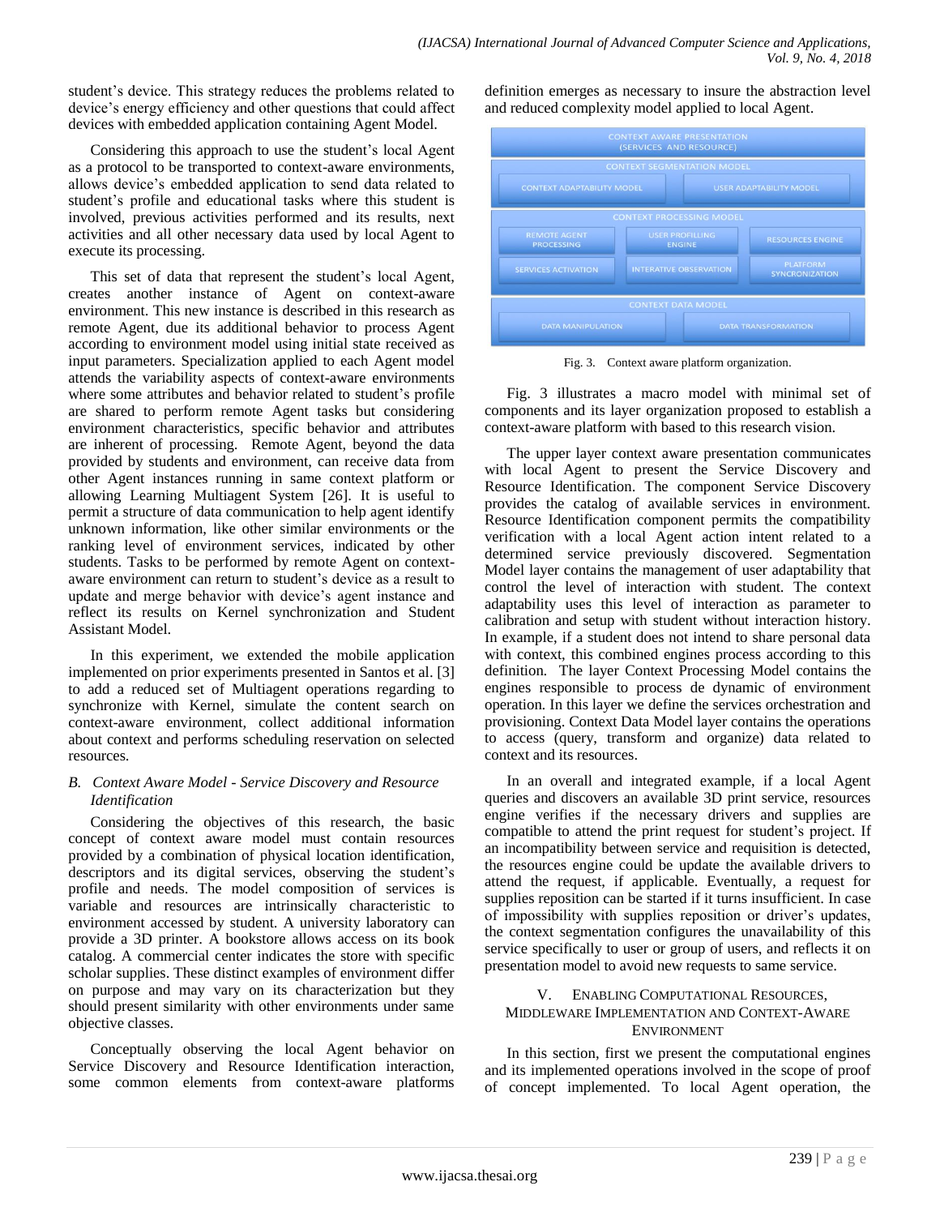student's device. This strategy reduces the problems related to device's energy efficiency and other questions that could affect devices with embedded application containing Agent Model.

Considering this approach to use the student's local Agent as a protocol to be transported to context-aware environments, allows device's embedded application to send data related to student's profile and educational tasks where this student is involved, previous activities performed and its results, next activities and all other necessary data used by local Agent to execute its processing.

This set of data that represent the student's local Agent, creates another instance of Agent on context-aware environment. This new instance is described in this research as remote Agent, due its additional behavior to process Agent according to environment model using initial state received as input parameters. Specialization applied to each Agent model attends the variability aspects of context-aware environments where some attributes and behavior related to student's profile are shared to perform remote Agent tasks but considering environment characteristics, specific behavior and attributes are inherent of processing. Remote Agent, beyond the data provided by students and environment, can receive data from other Agent instances running in same context platform or allowing Learning Multiagent System [26]. It is useful to permit a structure of data communication to help agent identify unknown information, like other similar environments or the ranking level of environment services, indicated by other students. Tasks to be performed by remote Agent on context-aware environment can return to student's device as a result to update and merge behavior with device's agent instance and reflect its results on Kernel synchronization and Student Assistant Model.

In this experiment, we extended the mobile application implemented on prior experiments presented in Santos et al. [3] to add a reduced set of Multiagent operations regarding to synchronize with Kernel, simulate the content search on context-aware environment, collect additional information about context and performs scheduling reservation on selected resources.

### *B. Context Aware Model - Service Discovery and Resource Identification*

Considering the objectives of this research, the basic concept of context aware model must contain resources provided by a combination of physical location identification, descriptors and its digital services, observing the student's profile and needs. The model composition of services is variable and resources are intrinsically characteristic to environment accessed by student. A university laboratory can provide a 3D printer. A bookstore allows access on its book catalog. A commercial center indicates the store with specific scholar supplies. These distinct examples of environment differ on purpose and may vary on its characterization but they should present similarity with other environments under same objective classes.

Conceptually observing the local Agent behavior on Service Discovery and Resource Identification interaction, some common elements from context-aware platforms definition emerges as necessary to insure the abstraction level and reduced complexity model applied to local Agent.

| CONTEXT AWARE PRESENTATION (SERVICES AND RESOURCE) | | |
|---|---|---|
| **CONTEXT SEGMENTATION MODEL** | | |
| CONTEXT ADAPTABILITY MODEL | USER ADAPTABILITY MODEL | |
| **CONTEXT PROCESSING MODEL** | | |
| REMOTE AGENT PROCESSING | USER PROFILLING ENGINE | RESOURCES ENGINE |
| SERVICES ACTIVATION | INTERATIVE OBSERVATION | PLATFORM SYNCRONIZATION |
| **CONTEXT DATA MODEL** | | |
| DATA MANIPULATION | DATA TRANSFORMATION | |

Fig. 3. Context aware platform organization.

Fig. 3 illustrates a macro model with minimal set of components and its layer organization proposed to establish a context-aware platform with based to this research vision.

The upper layer context aware presentation communicates with local Agent to present the Service Discovery and Resource Identification. The component Service Discovery provides the catalog of available services in environment. Resource Identification component permits the compatibility verification with a local Agent action intent related to a determined service previously discovered. Segmentation Model layer contains the management of user adaptability that control the level of interaction with student. The context adaptability uses this level of interaction as parameter to calibration and setup with student without interaction history. In example, if a student does not intend to share personal data with context, this combined engines process according to this definition. The layer Context Processing Model contains the engines responsible to process de dynamic of environment operation. In this layer we define the services orchestration and provisioning. Context Data Model layer contains the operations to access (query, transform and organize) data related to context and its resources.

In an overall and integrated example, if a local Agent queries and discovers an available 3D print service, resources engine verifies if the necessary drivers and supplies are compatible to attend the print request for student's project. If an incompatibility between service and requisition is detected, the resources engine could be update the available drivers to attend the request, if applicable. Eventually, a request for supplies reposition can be started if it turns insufficient. In case of impossibility with supplies reposition or driver's updates, the context segmentation configures the unavailability of this service specifically to user or group of users, and reflects it on presentation model to avoid new requests to same service.

## V. Enabling Computational Resources, Middleware Implementation and Context-Aware Environment

In this section, first we present the computational engines and its implemented operations involved in the scope of proof of concept implemented. To local Agent operation, the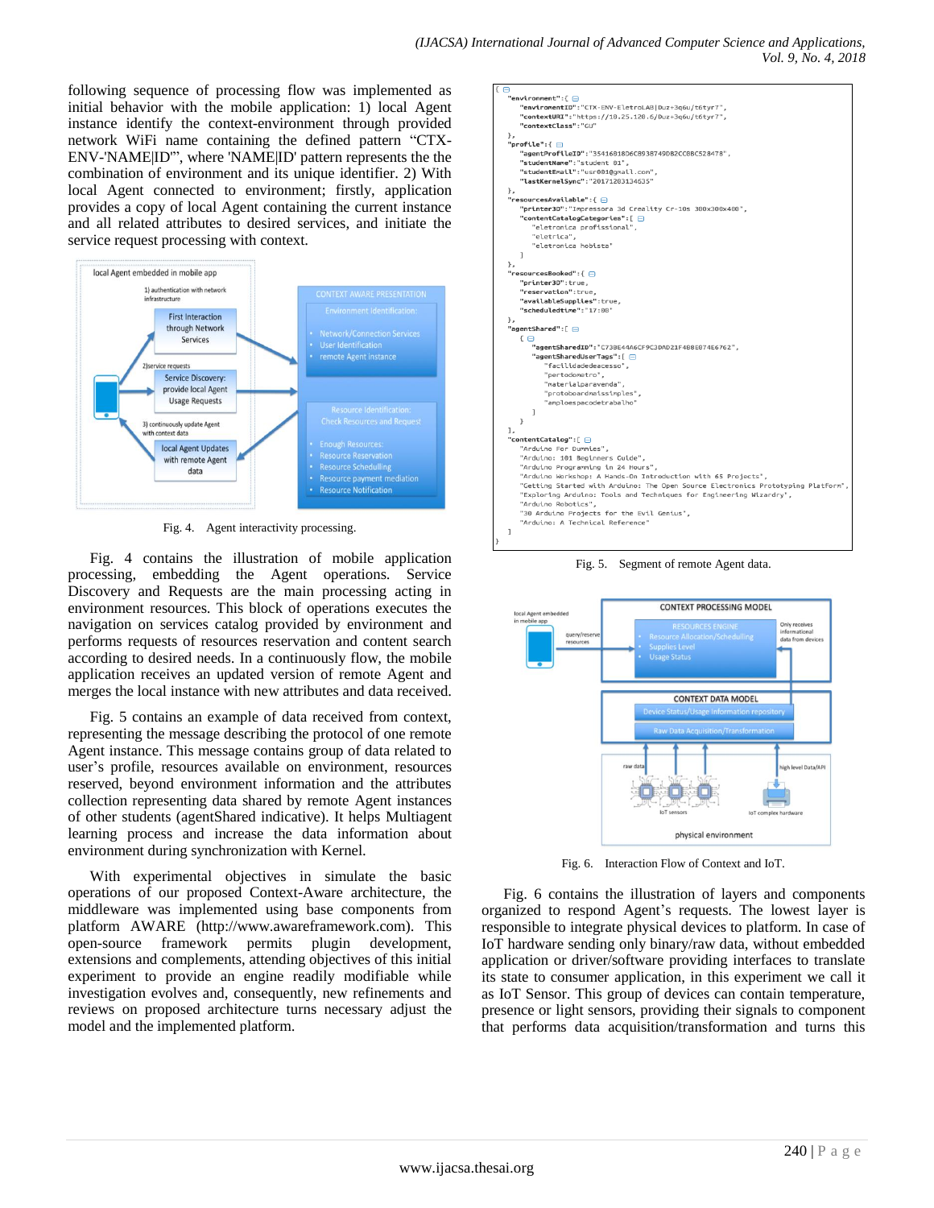following sequence of processing flow was implemented as initial behavior with the mobile application: 1) local Agent instance identify the context-environment through provided network WiFi name containing the defined pattern "CTX-ENV-'NAME|ID'", where 'NAME|ID' pattern represents the the combination of environment and its unique identifier. 2) With local Agent connected to environment; firstly, application provides a copy of local Agent containing the current instance and all related attributes to desired services, and initiate the service request processing with context.

Fig. 4. Agent interactivity processing.

Fig. 4 contains the illustration of mobile application processing, embedding the Agent operations. Service Discovery and Requests are the main processing acting in environment resources. This block of operations executes the navigation on services catalog provided by environment and performs requests of resources reservation and content search according to desired needs. In a continuously flow, the mobile application receives an updated version of remote Agent and merges the local instance with new attributes and data received.

Fig. 5 contains an example of data received from context, representing the message describing the protocol of one remote Agent instance. This message contains group of data related to user's profile, resources available on environment, resources reserved, beyond environment information and the attributes collection representing data shared by remote Agent instances of other students (agentShared indicative). It helps Multiagent learning process and increase the data information about environment during synchronization with Kernel.

With experimental objectives in simulate the basic operations of our proposed Context-Aware architecture, the middleware was implemented using base components from platform AWARE (http://www.awareframework.com). This open-source framework permits plugin development, extensions and complements, attending objectives of this initial experiment to provide an engine readily modifiable while investigation evolves and, consequently, new refinements and reviews on proposed architecture turns necessary adjust the model and the implemented platform.

```
{
  "environment":{
    "environmentID":"CTX-ENV-EletroLAB|Duz+3q6u/t6tyr7",
    "contextURI":"https://10.25.120.6/Duz+3q6u/t6tyr7",
    "contextClass":"GU"
  },
  "profile":{
    "agentProfileID":"3541681806C8938749D82CC8BC528478",
    "studentName":"student 01",
    "studentEmail":"usr001@gmail.com",
    "lastKernelSync":"20171203134635"
  },
  "resourcesAvailable":{
    "printer3D":"Impressora 3d Creality Cr-10s 300x300x400",
    "contentCatalogCategories":[
      "eletronica profissional",
      "eletrica",
      "eletronica hobista"
    ]
  },
  "resourcesBooked":{
    "printer3D":true,
    "reservation":true,
    "availableSupplies":true,
    "scheduledtime":"17:00"
  },
  "agentShared":[
    {
      "agentSharedID":"C738E44A6CF9C3DAD21F4B8E074E6762",
      "agentSharedUserTags":[
        "facilidadedeacesso",
        "pertodometro",
        "materialparevenda",
        "protoboardmaissimples",
        "amploespacodetrabalho"
      ]
    }
  ],
  "contentCatalog":[
    "Arduino For Dummies",
    "Arduino: 101 Beginners Guide",
    "Arduino Programming in 24 Hours",
    "Arduino Workshop: A Hands-On Introduction with 65 Projects",
    "Getting Started with Arduino: The Open Source Electronics Prototyping Platform",
    "Exploring Arduino: Tools and Techniques for Engineering Wizardry",
    "Arduino Robotics",
    "30 Arduino Projects for the Evil Genius",
    "Arduino: A Technical Reference"
  ]
}
```

Fig. 5. Segment of remote Agent data.

Fig. 6. Interaction Flow of Context and IoT.

Fig. 6 contains the illustration of layers and components organized to respond Agent's requests. The lowest layer is responsible to integrate physical devices to platform. In case of IoT hardware sending only binary/raw data, without embedded application or driver/software providing interfaces to translate its state to consumer application, in this experiment we call it as IoT Sensor. This group of devices can contain temperature, presence or light sensors, providing their signals to component that performs data acquisition/transformation and turns this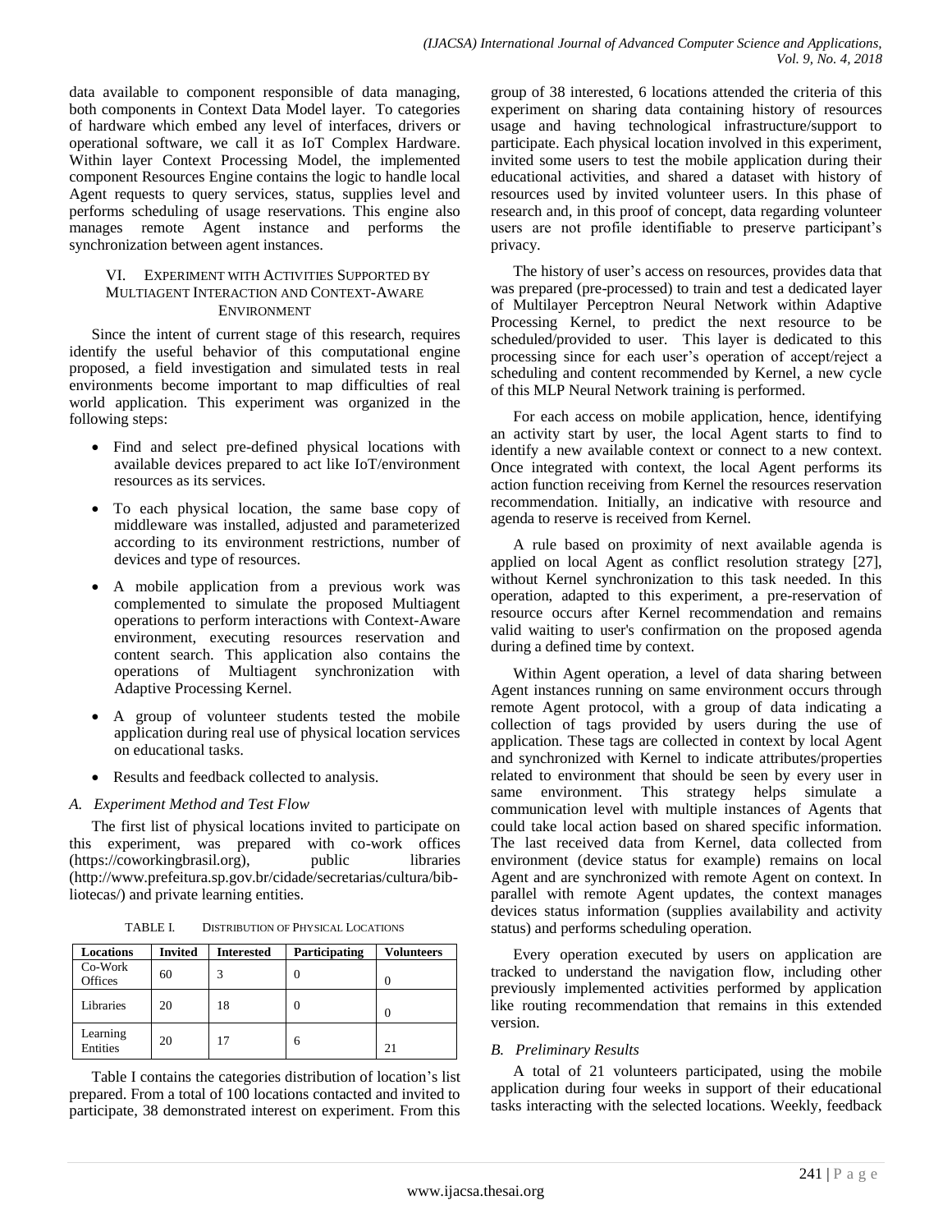data available to component responsible of data managing, both components in Context Data Model layer. To categories of hardware which embed any level of interfaces, drivers or operational software, we call it as IoT Complex Hardware. Within layer Context Processing Model, the implemented component Resources Engine contains the logic to handle local Agent requests to query services, status, supplies level and performs scheduling of usage reservations. This engine also manages remote Agent instance and performs the synchronization between agent instances.

## VI. Experiment with Activities Supported by Multiagent Interaction and Context-Aware Environment

Since the intent of current stage of this research, requires identify the useful behavior of this computational engine proposed, a field investigation and simulated tests in real environments become important to map difficulties of real world application. This experiment was organized in the following steps:

- Find and select pre-defined physical locations with available devices prepared to act like IoT/environment resources as its services.
- To each physical location, the same base copy of middleware was installed, adjusted and parameterized according to its environment restrictions, number of devices and type of resources.
- A mobile application from a previous work was complemented to simulate the proposed Multiagent operations to perform interactions with Context-Aware environment, executing resources reservation and content search. This application also contains the operations of Multiagent synchronization with Adaptive Processing Kernel.
- A group of volunteer students tested the mobile application during real use of physical location services on educational tasks.
- Results and feedback collected to analysis.

### A. Experiment Method and Test Flow

The first list of physical locations invited to participate on this experiment, was prepared with co-work offices (https://coworkingbrasil.org), public libraries (http://www.prefeitura.sp.gov.br/cidade/secretarias/cultura/bibliotecas/) and private learning entities.

TABLE I. Distribution of Physical Locations

| Locations | Invited | Interested | Participating | Volunteers |
|---|---|---|---|---|
| Co-Work Offices | 60 | 3 | 0 | 0 |
| Libraries | 20 | 18 | 0 | 0 |
| Learning Entities | 20 | 17 | 6 | 21 |

Table I contains the categories distribution of location's list prepared. From a total of 100 locations contacted and invited to participate, 38 demonstrated interest on experiment. From this group of 38 interested, 6 locations attended the criteria of this experiment on sharing data containing history of resources usage and having technological infrastructure/support to participate. Each physical location involved in this experiment, invited some users to test the mobile application during their educational activities, and shared a dataset with history of resources used by invited volunteer users. In this phase of research and, in this proof of concept, data regarding volunteer users are not profile identifiable to preserve participant's privacy.

The history of user's access on resources, provides data that was prepared (pre-processed) to train and test a dedicated layer of Multilayer Perceptron Neural Network within Adaptive Processing Kernel, to predict the next resource to be scheduled/provided to user. This layer is dedicated to this processing since for each user's operation of accept/reject a scheduling and content recommended by Kernel, a new cycle of this MLP Neural Network training is performed.

For each access on mobile application, hence, identifying an activity start by user, the local Agent starts to find to identify a new available context or connect to a new context. Once integrated with context, the local Agent performs its action function receiving from Kernel the resources reservation recommendation. Initially, an indicative with resource and agenda to reserve is received from Kernel.

A rule based on proximity of next available agenda is applied on local Agent as conflict resolution strategy [27], without Kernel synchronization to this task needed. In this operation, adapted to this experiment, a pre-reservation of resource occurs after Kernel recommendation and remains valid waiting to user's confirmation on the proposed agenda during a defined time by context.

Within Agent operation, a level of data sharing between Agent instances running on same environment occurs through remote Agent protocol, with a group of data indicating a collection of tags provided by users during the use of application. These tags are collected in context by local Agent and synchronized with Kernel to indicate attributes/properties related to environment that should be seen by every user in same environment. This strategy helps simulate a communication level with multiple instances of Agents that could take local action based on shared specific information. The last received data from Kernel, data collected from environment (device status for example) remains on local Agent and are synchronized with remote Agent on context. In parallel with remote Agent updates, the context manages devices status information (supplies availability and activity status) and performs scheduling operation.

Every operation executed by users on application are tracked to understand the navigation flow, including other previously implemented activities performed by application like routing recommendation that remains in this extended version.

### B. Preliminary Results

A total of 21 volunteers participated, using the mobile application during four weeks in support of their educational tasks interacting with the selected locations. Weekly, feedback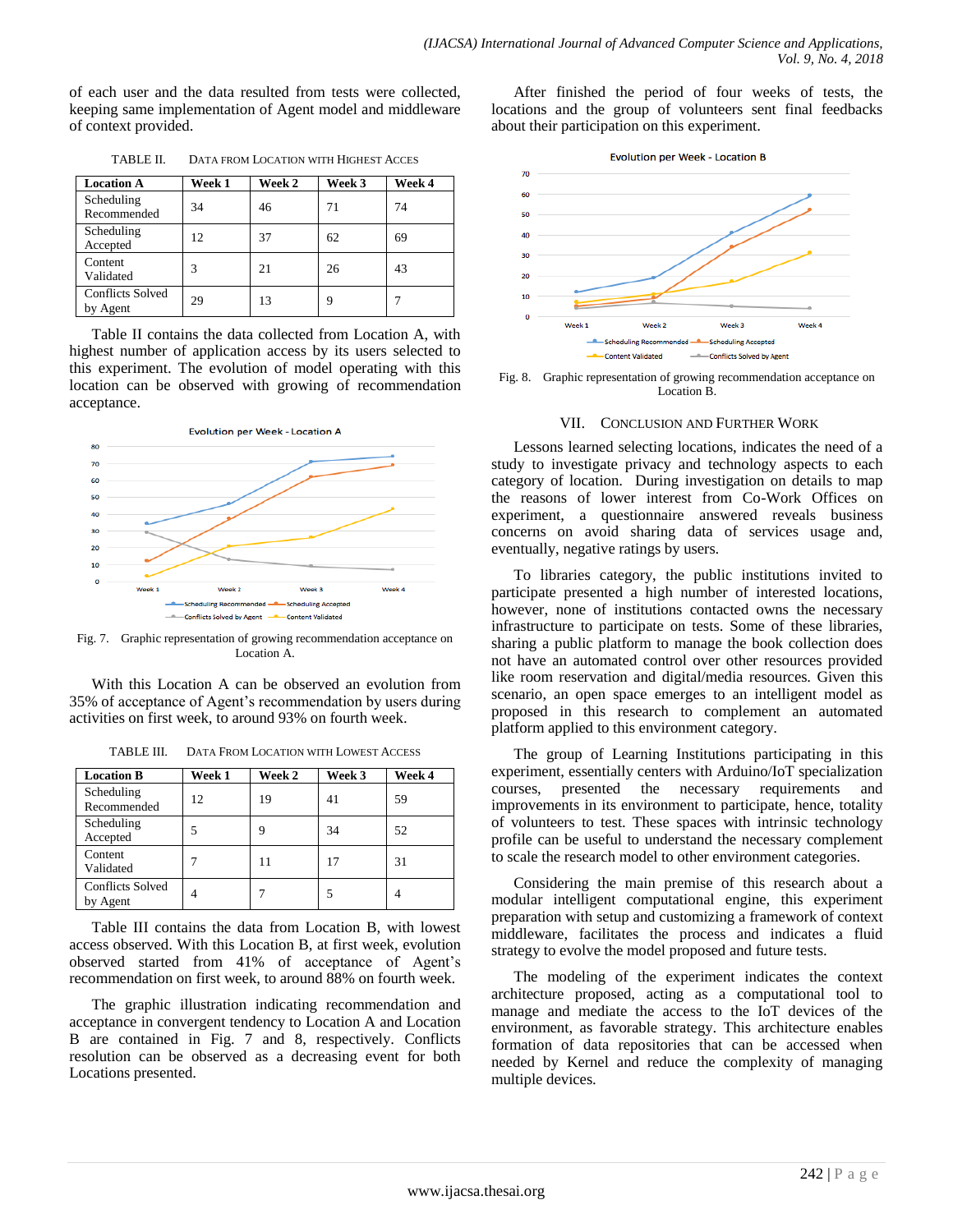of each user and the data resulted from tests were collected, keeping same implementation of Agent model and middleware of context provided.

TABLE II. DATA FROM LOCATION WITH HIGHEST ACCES

| Location A | Week 1 | Week 2 | Week 3 | Week 4 |
|---|---|---|---|---|
| Scheduling Recommended | 34 | 46 | 71 | 74 |
| Scheduling Accepted | 12 | 37 | 62 | 69 |
| Content Validated | 3 | 21 | 26 | 43 |
| Conflicts Solved by Agent | 29 | 13 | 9 | 7 |

Table II contains the data collected from Location A, with highest number of application access by its users selected to this experiment. The evolution of model operating with this location can be observed with growing of recommendation acceptance.

Fig. 7. Graphic representation of growing recommendation acceptance on Location A.

With this Location A can be observed an evolution from 35% of acceptance of Agent's recommendation by users during activities on first week, to around 93% on fourth week.

TABLE III. DATA FROM LOCATION WITH LOWEST ACCESS

| Location B | Week 1 | Week 2 | Week 3 | Week 4 |
|---|---|---|---|---|
| Scheduling Recommended | 12 | 19 | 41 | 59 |
| Scheduling Accepted | 5 | 9 | 34 | 52 |
| Content Validated | 7 | 11 | 17 | 31 |
| Conflicts Solved by Agent | 4 | 7 | 5 | 4 |

Table III contains the data from Location B, with lowest access observed. With this Location B, at first week, evolution observed started from 41% of acceptance of Agent's recommendation on first week, to around 88% on fourth week.

The graphic illustration indicating recommendation and acceptance in convergent tendency to Location A and Location B are contained in Fig. 7 and 8, respectively. Conflicts resolution can be observed as a decreasing event for both Locations presented.

After finished the period of four weeks of tests, the locations and the group of volunteers sent final feedbacks about their participation on this experiment.

Fig. 8. Graphic representation of growing recommendation acceptance on Location B.

## VII. CONCLUSION AND FURTHER WORK

Lessons learned selecting locations, indicates the need of a study to investigate privacy and technology aspects to each category of location. During investigation on details to map the reasons of lower interest from Co-Work Offices on experiment, a questionnaire answered reveals business concerns on avoid sharing data of services usage and, eventually, negative ratings by users.

To libraries category, the public institutions invited to participate presented a high number of interested locations, however, none of institutions contacted owns the necessary infrastructure to participate on tests. Some of these libraries, sharing a public platform to manage the book collection does not have an automated control over other resources provided like room reservation and digital/media resources. Given this scenario, an open space emerges to an intelligent model as proposed in this research to complement an automated platform applied to this environment category.

The group of Learning Institutions participating in this experiment, essentially centers with Arduino/IoT specialization courses, presented the necessary requirements and improvements in its environment to participate, hence, totality of volunteers to test. These spaces with intrinsic technology profile can be useful to understand the necessary complement to scale the research model to other environment categories.

Considering the main premise of this research about a modular intelligent computational engine, this experiment preparation with setup and customizing a framework of context middleware, facilitates the process and indicates a fluid strategy to evolve the model proposed and future tests.

The modeling of the experiment indicates the context architecture proposed, acting as a computational tool to manage and mediate the access to the IoT devices of the environment, as favorable strategy. This architecture enables formation of data repositories that can be accessed when needed by Kernel and reduce the complexity of managing multiple devices.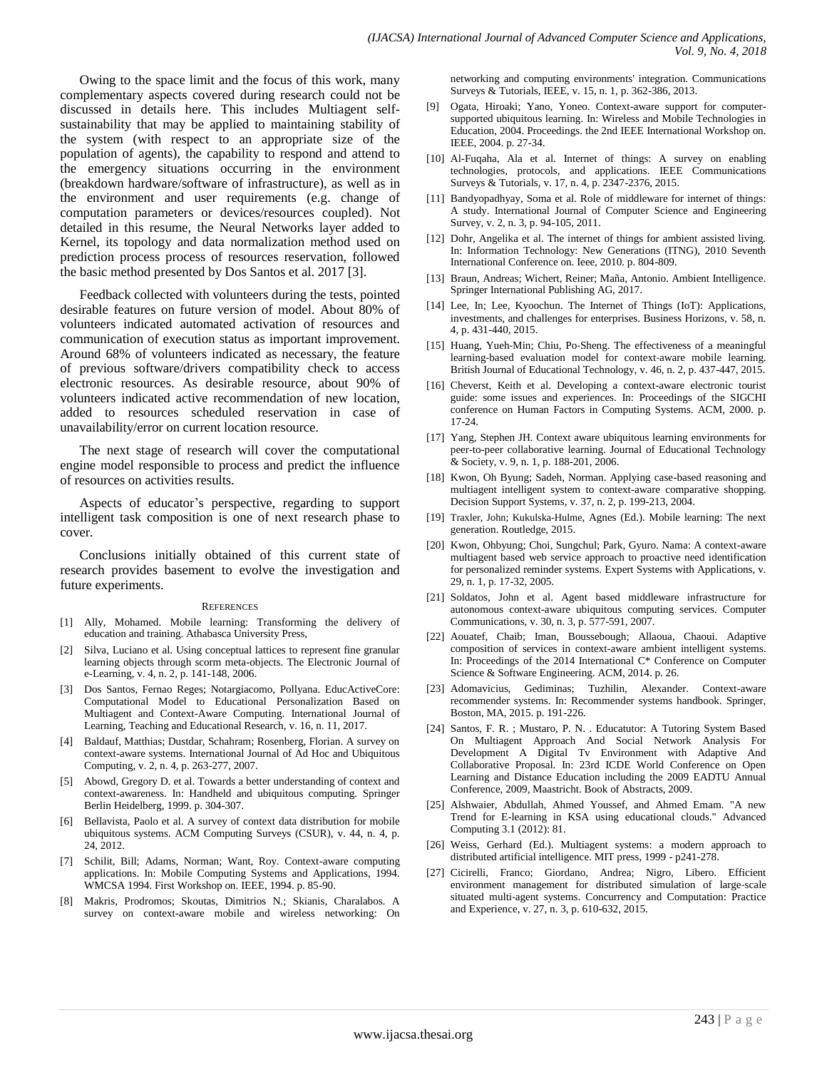Owing to the space limit and the focus of this work, many complementary aspects covered during research could not be discussed in details here. This includes Multiagent self-sustainability that may be applied to maintaining stability of the system (with respect to an appropriate size of the population of agents), the capability to respond and attend to the emergency situations occurring in the environment (breakdown hardware/software of infrastructure), as well as in the environment and user requirements (e.g. change of computation parameters or devices/resources coupled). Not detailed in this resume, the Neural Networks layer added to Kernel, its topology and data normalization method used on prediction process process of resources reservation, followed the basic method presented by Dos Santos et al. 2017 [3].

Feedback collected with volunteers during the tests, pointed desirable features on future version of model. About 80% of volunteers indicated automated activation of resources and communication of execution status as important improvement. Around 68% of volunteers indicated as necessary, the feature of previous software/drivers compatibility check to access electronic resources. As desirable resource, about 90% of volunteers indicated active recommendation of new location, added to resources scheduled reservation in case of unavailability/error on current location resource.

The next stage of research will cover the computational engine model responsible to process and predict the influence of resources on activities results.

Aspects of educator's perspective, regarding to support intelligent task composition is one of next research phase to cover.

Conclusions initially obtained of this current state of research provides basement to evolve the investigation and future experiments.

## References

[1] Ally, Mohamed. Mobile learning: Transforming the delivery of education and training. Athabasca University Press,

[2] Silva, Luciano et al. Using conceptual lattices to represent fine granular learning objects through scorm meta-objects. The Electronic Journal of e-Learning, v. 4, n. 2, p. 141-148, 2006.

[3] Dos Santos, Fernao Reges; Notargiacomo, Pollyana. EducActiveCore: Computational Model to Educational Personalization Based on Multiagent and Context-Aware Computing. International Journal of Learning, Teaching and Educational Research, v. 16, n. 11, 2017.

[4] Baldauf, Matthias; Dustdar, Schahram; Rosenberg, Florian. A survey on context-aware systems. International Journal of Ad Hoc and Ubiquitous Computing, v. 2, n. 4, p. 263-277, 2007.

[5] Abowd, Gregory D. et al. Towards a better understanding of context and context-awareness. In: Handheld and ubiquitous computing. Springer Berlin Heidelberg, 1999. p. 304-307.

[6] Bellavista, Paolo et al. A survey of context data distribution for mobile ubiquitous systems. ACM Computing Surveys (CSUR), v. 44, n. 4, p. 24, 2012.

[7] Schilit, Bill; Adams, Norman; Want, Roy. Context-aware computing applications. In: Mobile Computing Systems and Applications, 1994. WMCSA 1994. First Workshop on. IEEE, 1994. p. 85-90.

[8] Makris, Prodromos; Skoutas, Dimitrios N.; Skianis, Charalabos. A survey on context-aware mobile and wireless networking: On networking and computing environments' integration. Communications Surveys & Tutorials, IEEE, v. 15, n. 1, p. 362-386, 2013.

[9] Ogata, Hiroaki; Yano, Yoneo. Context-aware support for computer-supported ubiquitous learning. In: Wireless and Mobile Technologies in Education, 2004. Proceedings. the 2nd IEEE International Workshop on. IEEE, 2004. p. 27-34.

[10] Al-Fuqaha, Ala et al. Internet of things: A survey on enabling technologies, protocols, and applications. IEEE Communications Surveys & Tutorials, v. 17, n. 4, p. 2347-2376, 2015.

[11] Bandyopadhyay, Soma et al. Role of middleware for internet of things: A study. International Journal of Computer Science and Engineering Survey, v. 2, n. 3, p. 94-105, 2011.

[12] Dohr, Angelika et al. The internet of things for ambient assisted living. In: Information Technology: New Generations (ITNG), 2010 Seventh International Conference on. Ieee, 2010. p. 804-809.

[13] Braun, Andreas; Wichert, Reiner; Maña, Antonio. Ambient Intelligence. Springer International Publishing AG, 2017.

[14] Lee, In; Lee, Kyoochun. The Internet of Things (IoT): Applications, investments, and challenges for enterprises. Business Horizons, v. 58, n. 4, p. 431-440, 2015.

[15] Huang, Yueh-Min; Chiu, Po-Sheng. The effectiveness of a meaningful learning-based evaluation model for context-aware mobile learning. British Journal of Educational Technology, v. 46, n. 2, p. 437-447, 2015.

[16] Cheverst, Keith et al. Developing a context-aware electronic tourist guide: some issues and experiences. In: Proceedings of the SIGCHI conference on Human Factors in Computing Systems. ACM, 2000. p. 17-24.

[17] Yang, Stephen JH. Context aware ubiquitous learning environments for peer-to-peer collaborative learning. Journal of Educational Technology & Society, v. 9, n. 1, p. 188-201, 2006.

[18] Kwon, Oh Byung; Sadeh, Norman. Applying case-based reasoning and multiagent intelligent system to context-aware comparative shopping. Decision Support Systems, v. 37, n. 2, p. 199-213, 2004.

[19] Traxler, John; Kukulska-Hulme, Agnes (Ed.). Mobile learning: The next generation. Routledge, 2015.

[20] Kwon, Ohbyung; Choi, Sungchul; Park, Gyuro. Nama: A context-aware multiagent based web service approach to proactive need identification for personalized reminder systems. Expert Systems with Applications, v. 29, n. 1, p. 17-32, 2005.

[21] Soldatos, John et al. Agent based middleware infrastructure for autonomous context-aware ubiquitous computing services. Computer Communications, v. 30, n. 3, p. 577-591, 2007.

[22] Aouatef, Chaib; Iman, Boussebough; Allaoua, Chaoui. Adaptive composition of services in context-aware ambient intelligent systems. In: Proceedings of the 2014 International C* Conference on Computer Science & Software Engineering. ACM, 2014. p. 26.

[23] Adomavicius, Gediminas; Tuzhilin, Alexander. Context-aware recommender systems. In: Recommender systems handbook. Springer, Boston, MA, 2015. p. 191-226.

[24] Santos, F. R. ; Mustaro, P. N. . Educatutor: A Tutoring System Based On Multiagent Approach And Social Network Analysis For Development A Digital Tv Environment with Adaptive And Collaborative Proposal. In: 23rd ICDE World Conference on Open Learning and Distance Education including the 2009 EADTU Annual Conference, 2009, Maastricht. Book of Abstracts, 2009.

[25] Alshwaier, Abdullah, Ahmed Youssef, and Ahmed Emam. "A new Trend for E-learning in KSA using educational clouds." Advanced Computing 3.1 (2012): 81.

[26] Weiss, Gerhard (Ed.). Multiagent systems: a modern approach to distributed artificial intelligence. MIT press, 1999 - p241-278.

[27] Cicirelli, Franco; Giordano, Andrea; Nigro, Libero. Efficient environment management for distributed simulation of large-scale situated multi-agent systems. Concurrency and Computation: Practice and Experience, v. 27, n. 3, p. 610-632, 2015.